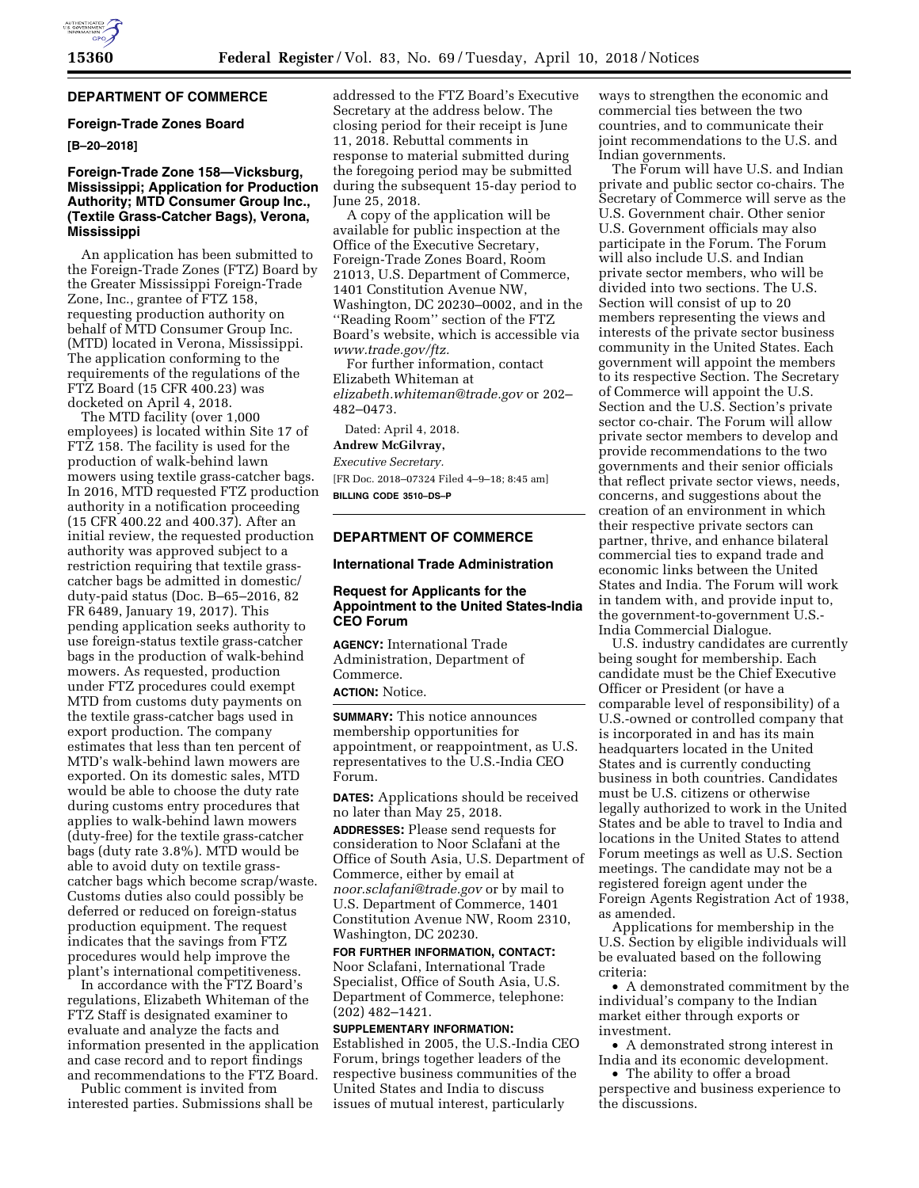## DEPARTMENT OF COMMERCE

### Foreign-Trade Zones Board

**[B–20–2018]**

### Foreign-Trade Zone 158—Vicksburg, Mississippi; Application for Production Authority; MTD Consumer Group Inc., (Textile Grass-Catcher Bags), Verona, Mississippi

An application has been submitted to the Foreign-Trade Zones (FTZ) Board by the Greater Mississippi Foreign-Trade Zone, Inc., grantee of FTZ 158, requesting production authority on behalf of MTD Consumer Group Inc. (MTD) located in Verona, Mississippi. The application conforming to the requirements of the regulations of the FTZ Board (15 CFR 400.23) was docketed on April 4, 2018.

The MTD facility (over 1,000 employees) is located within Site 17 of FTZ 158. The facility is used for the production of walk-behind lawn mowers using textile grass-catcher bags. In 2016, MTD requested FTZ production authority in a notification proceeding (15 CFR 400.22 and 400.37). After an initial review, the requested production authority was approved subject to a restriction requiring that textile grass-catcher bags be admitted in domestic/duty-paid status (Doc. B–65–2016, 82 FR 6489, January 19, 2017). This pending application seeks authority to use foreign-status textile grass-catcher bags in the production of walk-behind mowers. As requested, production under FTZ procedures could exempt MTD from customs duty payments on the textile grass-catcher bags used in export production. The company estimates that less than ten percent of MTD's walk-behind lawn mowers are exported. On its domestic sales, MTD would be able to choose the duty rate during customs entry procedures that applies to walk-behind lawn mowers (duty-free) for the textile grass-catcher bags (duty rate 3.8%). MTD would be able to avoid duty on textile grass-catcher bags which become scrap/waste. Customs duties also could possibly be deferred or reduced on foreign-status production equipment. The request indicates that the savings from FTZ procedures would help improve the plant's international competitiveness.

In accordance with the FTZ Board's regulations, Elizabeth Whiteman of the FTZ Staff is designated examiner to evaluate and analyze the facts and information presented in the application and case record and to report findings and recommendations to the FTZ Board.

Public comment is invited from interested parties. Submissions shall be addressed to the FTZ Board's Executive Secretary at the address below. The closing period for their receipt is June 11, 2018. Rebuttal comments in response to material submitted during the foregoing period may be submitted during the subsequent 15-day period to June 25, 2018.

A copy of the application will be available for public inspection at the Office of the Executive Secretary, Foreign-Trade Zones Board, Room 21013, U.S. Department of Commerce, 1401 Constitution Avenue NW, Washington, DC 20230–0002, and in the "Reading Room" section of the FTZ Board's website, which is accessible via *www.trade.gov/ftz.*

For further information, contact Elizabeth Whiteman at *elizabeth.whiteman@trade.gov* or 202–482–0473.

Dated: April 4, 2018.

**Andrew McGilvray,**

*Executive Secretary.*

[FR Doc. 2018–07324 Filed 4–9–18; 8:45 am]

**BILLING CODE 3510–DS–P**

## DEPARTMENT OF COMMERCE

### International Trade Administration

### Request for Applicants for the Appointment to the United States-India CEO Forum

**AGENCY:** International Trade Administration, Department of Commerce.

**ACTION:** Notice.

**SUMMARY:** This notice announces membership opportunities for appointment, or reappointment, as U.S. representatives to the U.S.-India CEO Forum.

**DATES:** Applications should be received no later than May 25, 2018.

**ADDRESSES:** Please send requests for consideration to Noor Sclafani at the Office of South Asia, U.S. Department of Commerce, either by email at *noor.sclafani@trade.gov* or by mail to U.S. Department of Commerce, 1401 Constitution Avenue NW, Room 2310, Washington, DC 20230.

**FOR FURTHER INFORMATION, CONTACT:** Noor Sclafani, International Trade Specialist, Office of South Asia, U.S. Department of Commerce, telephone: (202) 482–1421.

**SUPPLEMENTARY INFORMATION:** Established in 2005, the U.S.-India CEO Forum, brings together leaders of the respective business communities of the United States and India to discuss issues of mutual interest, particularly ways to strengthen the economic and commercial ties between the two countries, and to communicate their joint recommendations to the U.S. and Indian governments.

The Forum will have U.S. and Indian private and public sector co-chairs. The Secretary of Commerce will serve as the U.S. Government chair. Other senior U.S. Government officials may also participate in the Forum. The Forum will also include U.S. and Indian private sector members, who will be divided into two sections. The U.S. Section will consist of up to 20 members representing the views and interests of the private sector business community in the United States. Each government will appoint the members to its respective Section. The Secretary of Commerce will appoint the U.S. Section and the U.S. Section's private sector co-chair. The Forum will allow private sector members to develop and provide recommendations to the two governments and their senior officials that reflect private sector views, needs, concerns, and suggestions about the creation of an environment in which their respective private sectors can partner, thrive, and enhance bilateral commercial ties to expand trade and economic links between the United States and India. The Forum will work in tandem with, and provide input to, the government-to-government U.S.-India Commercial Dialogue.

U.S. industry candidates are currently being sought for membership. Each candidate must be the Chief Executive Officer or President (or have a comparable level of responsibility) of a U.S.-owned or controlled company that is incorporated in and has its main headquarters located in the United States and is currently conducting business in both countries. Candidates must be U.S. citizens or otherwise legally authorized to work in the United States and be able to travel to India and locations in the United States to attend Forum meetings as well as U.S. Section meetings. The candidate may not be a registered foreign agent under the Foreign Agents Registration Act of 1938, as amended.

Applications for membership in the U.S. Section by eligible individuals will be evaluated based on the following criteria:

- A demonstrated commitment by the individual's company to the Indian market either through exports or investment.
- A demonstrated strong interest in India and its economic development.
- The ability to offer a broad perspective and business experience to the discussions.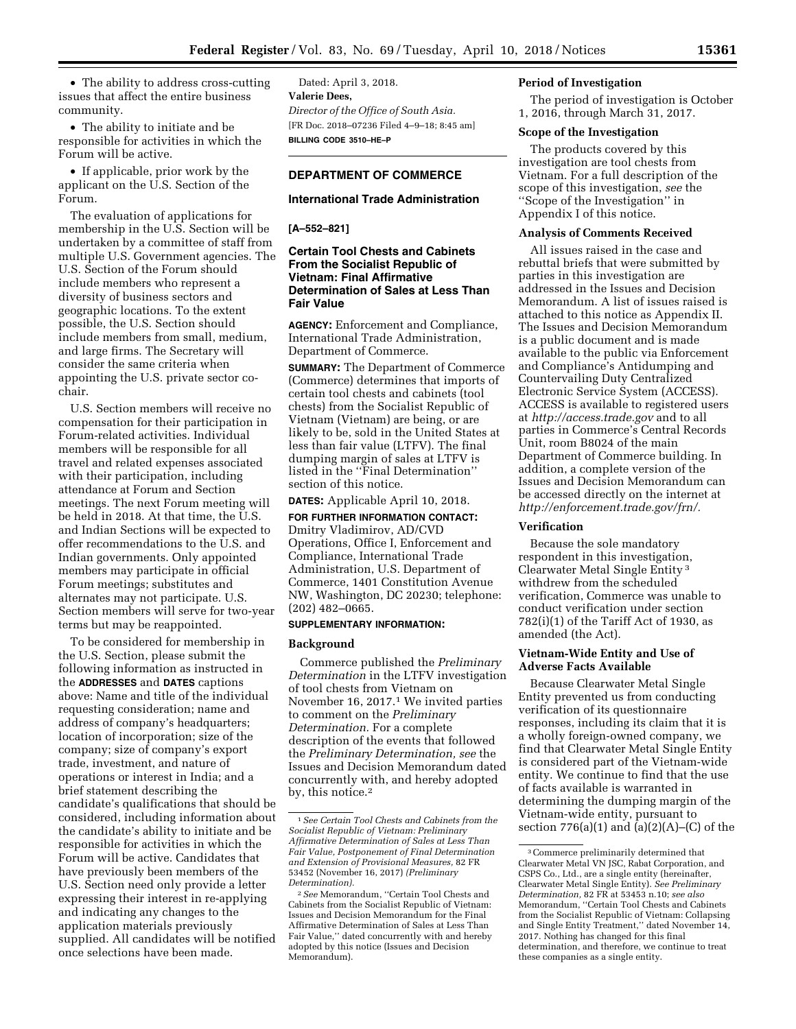- The ability to address cross-cutting issues that affect the entire business community.
- The ability to initiate and be responsible for activities in which the Forum will be active.
- If applicable, prior work by the applicant on the U.S. Section of the Forum.

The evaluation of applications for membership in the U.S. Section will be undertaken by a committee of staff from multiple U.S. Government agencies. The U.S. Section of the Forum should include members who represent a diversity of business sectors and geographic locations. To the extent possible, the U.S. Section should include members from small, medium, and large firms. The Secretary will consider the same criteria when appointing the U.S. private sector co-chair.

U.S. Section members will receive no compensation for their participation in Forum-related activities. Individual members will be responsible for all travel and related expenses associated with their participation, including attendance at Forum and Section meetings. The next Forum meeting will be held in 2018. At that time, the U.S. and Indian Sections will be expected to offer recommendations to the U.S. and Indian governments. Only appointed members may participate in official Forum meetings; substitutes and alternates may not participate. U.S. Section members will serve for two-year terms but may be reappointed.

To be considered for membership in the U.S. Section, please submit the following information as instructed in the **ADDRESSES** and **DATES** captions above: Name and title of the individual requesting consideration; name and address of company's headquarters; location of incorporation; size of the company; size of company's export trade, investment, and nature of operations or interest in India; and a brief statement describing the candidate's qualifications that should be considered, including information about the candidate's ability to initiate and be responsible for activities in which the Forum will be active. Candidates that have previously been members of the U.S. Section need only provide a letter expressing their interest in re-applying and indicating any changes to the application materials previously supplied. All candidates will be notified once selections have been made.

Dated: April 3, 2018.

**Valerie Dees,**

*Director of the Office of South Asia.*

[FR Doc. 2018–07236 Filed 4–9–18; 8:45 am]

**BILLING CODE 3510–HE–P**

## DEPARTMENT OF COMMERCE

### International Trade Administration

**[A–552–821]**

### Certain Tool Chests and Cabinets From the Socialist Republic of Vietnam: Final Affirmative Determination of Sales at Less Than Fair Value

**AGENCY:** Enforcement and Compliance, International Trade Administration, Department of Commerce.

**SUMMARY:** The Department of Commerce (Commerce) determines that imports of certain tool chests and cabinets (tool chests) from the Socialist Republic of Vietnam (Vietnam) are being, or are likely to be, sold in the United States at less than fair value (LTFV). The final dumping margin of sales at LTFV is listed in the ''Final Determination'' section of this notice.

**DATES:** Applicable April 10, 2018.

**FOR FURTHER INFORMATION CONTACT:** Dmitry Vladimirov, AD/CVD Operations, Office I, Enforcement and Compliance, International Trade Administration, U.S. Department of Commerce, 1401 Constitution Avenue NW, Washington, DC 20230; telephone: (202) 482–0665.

**SUPPLEMENTARY INFORMATION:**

#### Background

Commerce published the *Preliminary Determination* in the LTFV investigation of tool chests from Vietnam on November 16, 2017.[1] We invited parties to comment on the *Preliminary Determination.* For a complete description of the events that followed the *Preliminary Determination, see* the Issues and Decision Memorandum dated concurrently with, and hereby adopted by, this notice.[2]

#### Period of Investigation

The period of investigation is October 1, 2016, through March 31, 2017.

#### Scope of the Investigation

The products covered by this investigation are tool chests from Vietnam. For a full description of the scope of this investigation, *see* the ''Scope of the Investigation'' in Appendix I of this notice.

#### Analysis of Comments Received

All issues raised in the case and rebuttal briefs that were submitted by parties in this investigation are addressed in the Issues and Decision Memorandum. A list of issues raised is attached to this notice as Appendix II. The Issues and Decision Memorandum is a public document and is made available to the public via Enforcement and Compliance's Antidumping and Countervailing Duty Centralized Electronic Service System (ACCESS). ACCESS is available to registered users at *http://access.trade.gov* and to all parties in Commerce's Central Records Unit, room B8024 of the main Department of Commerce building. In addition, a complete version of the Issues and Decision Memorandum can be accessed directly on the internet at *http://enforcement.trade.gov/frn/.*

#### Verification

Because the sole mandatory respondent in this investigation, Clearwater Metal Single Entity[3] withdrew from the scheduled verification, Commerce was unable to conduct verification under section 782(i)(1) of the Tariff Act of 1930, as amended (the Act).

#### Vietnam-Wide Entity and Use of Adverse Facts Available

Because Clearwater Metal Single Entity prevented us from conducting verification of its questionnaire responses, including its claim that it is a wholly foreign-owned company, we find that Clearwater Metal Single Entity is considered part of the Vietnam-wide entity. We continue to find that the use of facts available is warranted in determining the dumping margin of the Vietnam-wide entity, pursuant to section 776(a)(1) and (a)(2)(A)–(C) of the

---

[1] *See Certain Tool Chests and Cabinets from the Socialist Republic of Vietnam: Preliminary Affirmative Determination of Sales at Less Than Fair Value, Postponement of Final Determination and Extension of Provisional Measures,* 82 FR 53452 (November 16, 2017) *(Preliminary Determination).*

[2] *See* Memorandum, ''Certain Tool Chests and Cabinets from the Socialist Republic of Vietnam: Issues and Decision Memorandum for the Final Affirmative Determination of Sales at Less Than Fair Value,'' dated concurrently with and hereby adopted by this notice (Issues and Decision Memorandum).

[3] Commerce preliminarily determined that Clearwater Metal VN JSC, Rabat Corporation, and CSPS Co., Ltd., are a single entity (hereinafter, Clearwater Metal Single Entity). *See Preliminary Determination,* 82 FR at 53453 n.10; *see also* Memorandum, ''Certain Tool Chests and Cabinets from the Socialist Republic of Vietnam: Collapsing and Single Entity Treatment,'' dated November 14, 2017. Nothing has changed for this final determination, and therefore, we continue to treat these companies as a single entity.